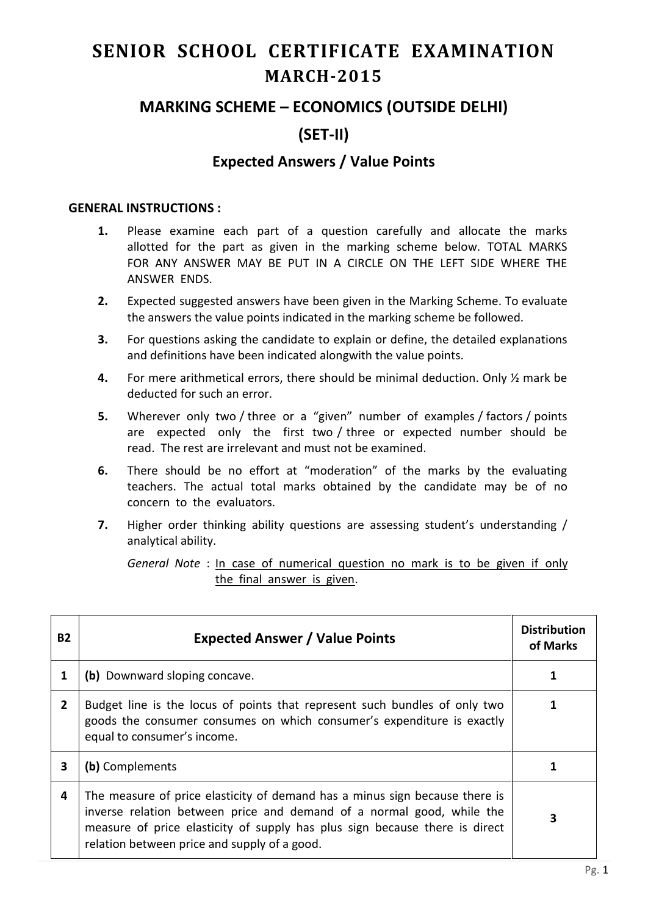# SENIOR SCHOOL CERTIFICATE EXAMINATION
## MARCH-2015

## MARKING SCHEME – ECONOMICS (OUTSIDE DELHI)

## (SET-II)

### Expected Answers / Value Points

**GENERAL INSTRUCTIONS :**

1. Please examine each part of a question carefully and allocate the marks allotted for the part as given in the marking scheme below. TOTAL MARKS FOR ANY ANSWER MAY BE PUT IN A CIRCLE ON THE LEFT SIDE WHERE THE ANSWER ENDS.
2. Expected suggested answers have been given in the Marking Scheme. To evaluate the answers the value points indicated in the marking scheme be followed.
3. For questions asking the candidate to explain or define, the detailed explanations and definitions have been indicated alongwith the value points.
4. For mere arithmetical errors, there should be minimal deduction. Only ½ mark be deducted for such an error.
5. Wherever only two / three or a "given" number of examples / factors / points are expected only the first two / three or expected number should be read. The rest are irrelevant and must not be examined.
6. There should be no effort at "moderation" of the marks by the evaluating teachers. The actual total marks obtained by the candidate may be of no concern to the evaluators.
7. Higher order thinking ability questions are assessing student's understanding / analytical ability.

   *General Note* : <u>In case of numerical question no mark is to be given if only the final answer is given</u>.

| B2 | Expected Answer / Value Points | Distribution of Marks |
|---|---|---|
| 1 | **(b)** Downward sloping concave. | 1 |
| 2 | Budget line is the locus of points that represent such bundles of only two goods the consumer consumes on which consumer's expenditure is exactly equal to consumer's income. | 1 |
| 3 | **(b)** Complements | 1 |
| 4 | The measure of price elasticity of demand has a minus sign because there is inverse relation between price and demand of a normal good, while the measure of price elasticity of supply has plus sign because there is direct relation between price and supply of a good. | 3 |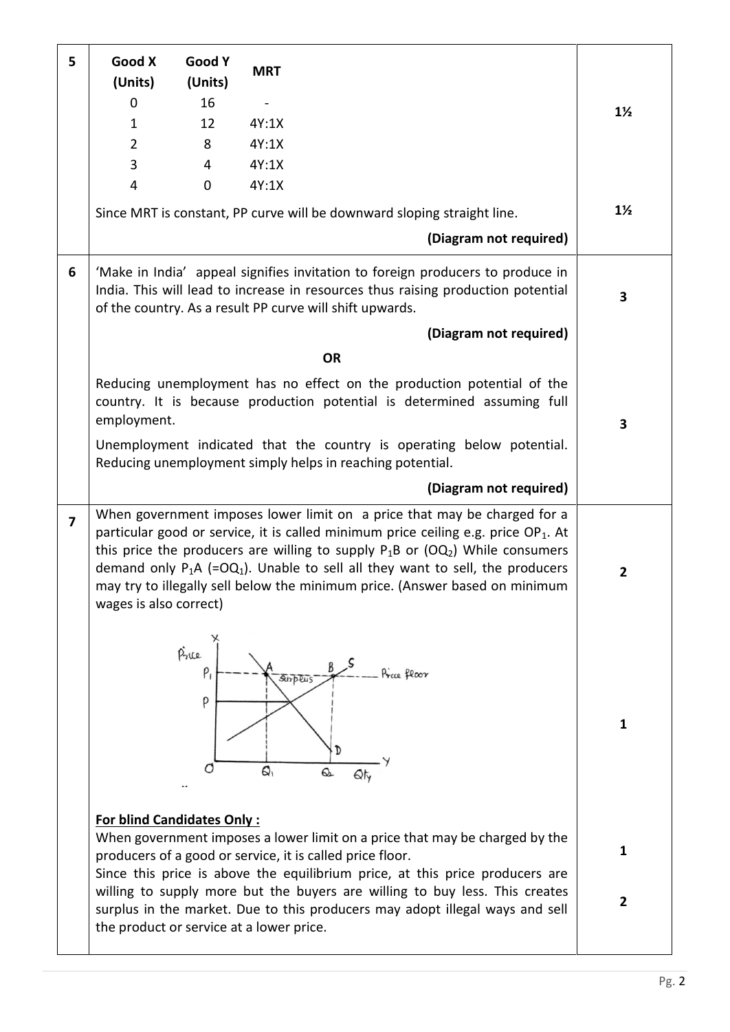| Q. No. | Answer | Marks |
|---|---|---|
| 5 | | |

| Good X (Units) | Good Y (Units) | MRT |
|---|---|---|
| 0 | 16 | - |
| 1 | 12 | 4Y:1X |
| 2 | 8 | 4Y:1X |
| 3 | 4 | 4Y:1X |
| 4 | 0 | 4Y:1X |

**1½**

Since MRT is constant, PP curve will be downward sloping straight line. **1½**

**(Diagram not required)**

---

**6**

'Make in India' appeal signifies invitation to foreign producers to produce in India. This will lead to increase in resources thus raising production potential of the country. As a result PP curve will shift upwards. **3**

**(Diagram not required)**

**OR**

Reducing unemployment has no effect on the production potential of the country. It is because production potential is determined assuming full employment.

Unemployment indicated that the country is operating below potential. Reducing unemployment simply helps in reaching potential. **3**

**(Diagram not required)**

---

**7**

When government imposes lower limit on a price that may be charged for a particular good or service, it is called minimum price ceiling e.g. price $OP_1$. At this price the producers are willing to supply $P_1B$ or ($OQ_2$) While consumers demand only $P_1A$ (=$OQ_1$). Unable to sell all they want to sell, the producers may try to illegally sell below the minimum price. (Answer based on minimum wages is also correct) **2**

(Diagram: Price on Y-axis, Qty on X-axis; demand curve D and supply curve S; equilibrium price P; price floor at $P_1$ above equilibrium; at $P_1$, demand at A ($Q_1$) and supply at B ($Q_2$); gap AB marked "Surplus".) **1**

**For blind Candidates Only :**

When government imposes a lower limit on a price that may be charged by the producers of a good or service, it is called price floor. **1**

Since this price is above the equilibrium price, at this price producers are willing to supply more but the buyers are willing to buy less. This creates surplus in the market. Due to this producers may adopt illegal ways and sell the product or service at a lower price. **2**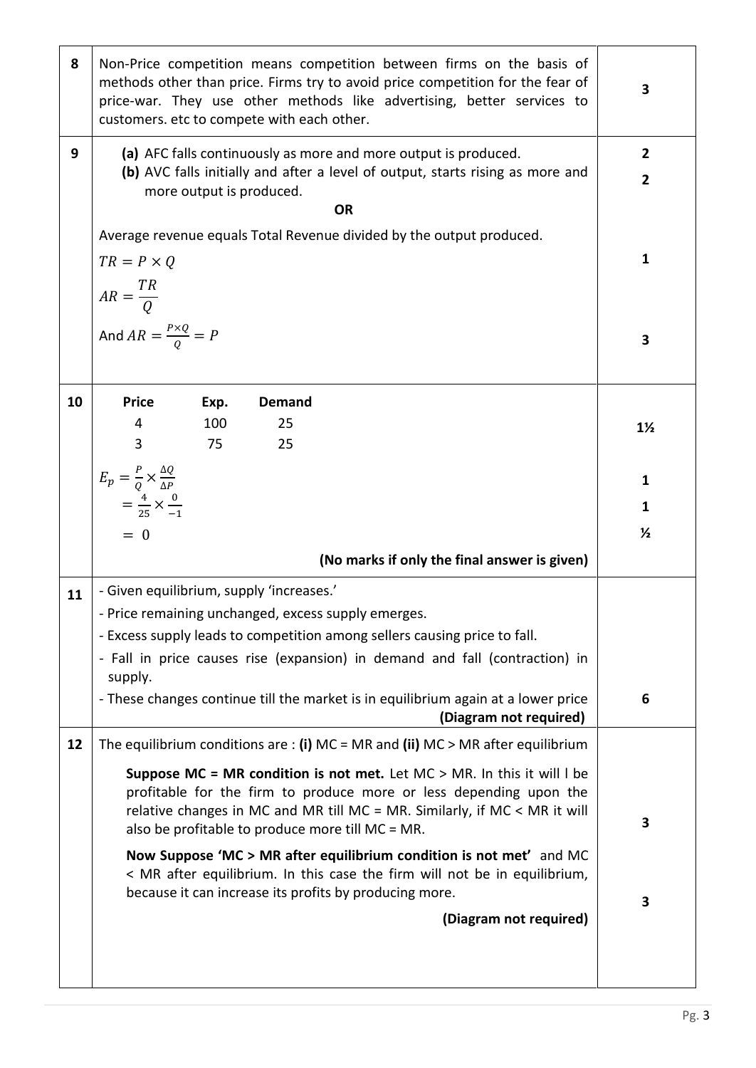| | | |
|---|---|---|
| 8 | Non-Price competition means competition between firms on the basis of methods other than price. Firms try to avoid price competition for the fear of price-war. They use other methods like advertising, better services to customers. etc to compete with each other. | 3 |
| 9 | **(a)** AFC falls continuously as more and more output is produced.<br>**(b)** AVC falls initially and after a level of output, starts rising as more and more output is produced.<br>**OR**<br>Average revenue equals Total Revenue divided by the output produced.<br>$TR = P \times Q$<br>$AR = \frac{TR}{Q}$<br>And $AR = \frac{P \times Q}{Q} = P$ | 2<br>2<br><br><br>1<br><br><br>3 |
| 10 | **Price** **Exp.** **Demand**<br>4 100 25<br>3 75 25<br>$E_p = \frac{P}{Q} \times \frac{\Delta Q}{\Delta P}$<br>$= \frac{4}{25} \times \frac{0}{-1}$<br>$= 0$<br>**(No marks if only the final answer is given)** | 1½<br><br><br>1<br>1<br>½ |
| 11 | - Given equilibrium, supply 'increases.'<br>- Price remaining unchanged, excess supply emerges.<br>- Excess supply leads to competition among sellers causing price to fall.<br>- Fall in price causes rise (expansion) in demand and fall (contraction) in supply.<br>- These changes continue till the market is in equilibrium again at a lower price<br>**(Diagram not required)** | 6 |
| 12 | The equilibrium conditions are : **(i)** MC = MR and **(ii)** MC > MR after equilibrium<br>**Suppose MC = MR condition is not met.** Let MC > MR. In this it will l be profitable for the firm to produce more or less depending upon the relative changes in MC and MR till MC = MR. Similarly, if MC < MR it will also be profitable to produce more till MC = MR.<br>**Now Suppose 'MC > MR after equilibrium condition is not met'** and MC < MR after equilibrium. In this case the firm will not be in equilibrium, because it can increase its profits by producing more.<br>**(Diagram not required)** | <br><br>3<br><br>3 |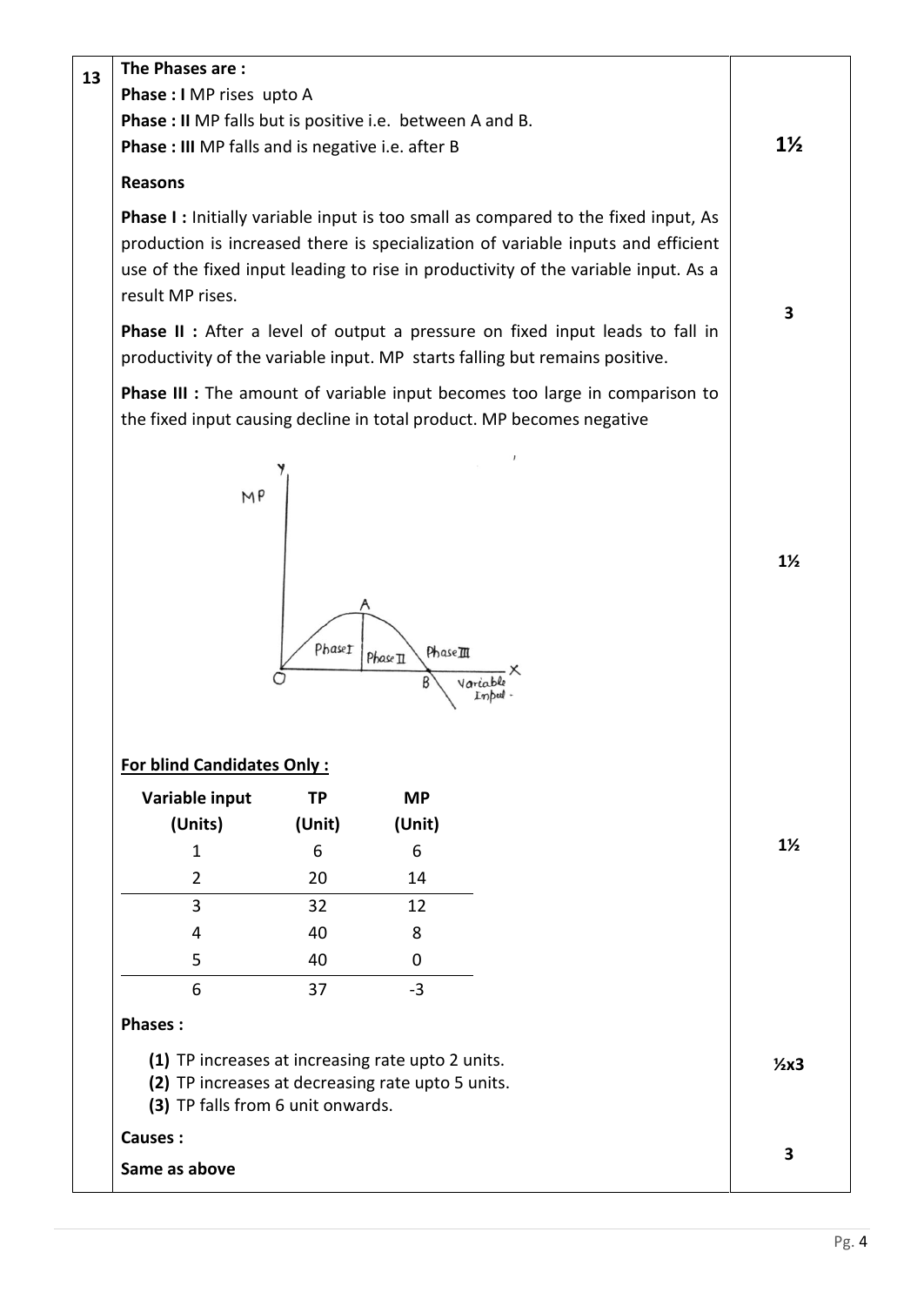**13**

**The Phases are :**

**Phase : I** MP rises upto A

**Phase : II** MP falls but is positive i.e. between A and B.

**Phase : III** MP falls and is negative i.e. after B — **1½**

**Reasons**

**Phase I :** Initially variable input is too small as compared to the fixed input, As production is increased there is specialization of variable inputs and efficient use of the fixed input leading to rise in productivity of the variable input. As a result MP rises.

**Phase II :** After a level of output a pressure on fixed input leads to fall in productivity of the variable input. MP starts falling but remains positive.

**Phase III :** The amount of variable input becomes too large in comparison to the fixed input causing decline in total product. MP becomes negative — **3**

(Diagram: MP curve, Y axis MP, X axis Variable Input, points O, A, B; Phase I, Phase II, Phase III) — **1½**

**For blind Candidates Only :**

| Variable input (Units) | TP (Unit) | MP (Unit) |
|---|---|---|
| 1 | 6 | 6 |
| 2 | 20 | 14 |
| 3 | 32 | 12 |
| 4 | 40 | 8 |
| 5 | 40 | 0 |
| 6 | 37 | -3 |

**1½**

**Phases :**

**(1)** TP increases at increasing rate upto 2 units.
**(2)** TP increases at decreasing rate upto 5 units.
**(3)** TP falls from 6 unit onwards. — **½x3**

**Causes :**

**Same as above** — **3**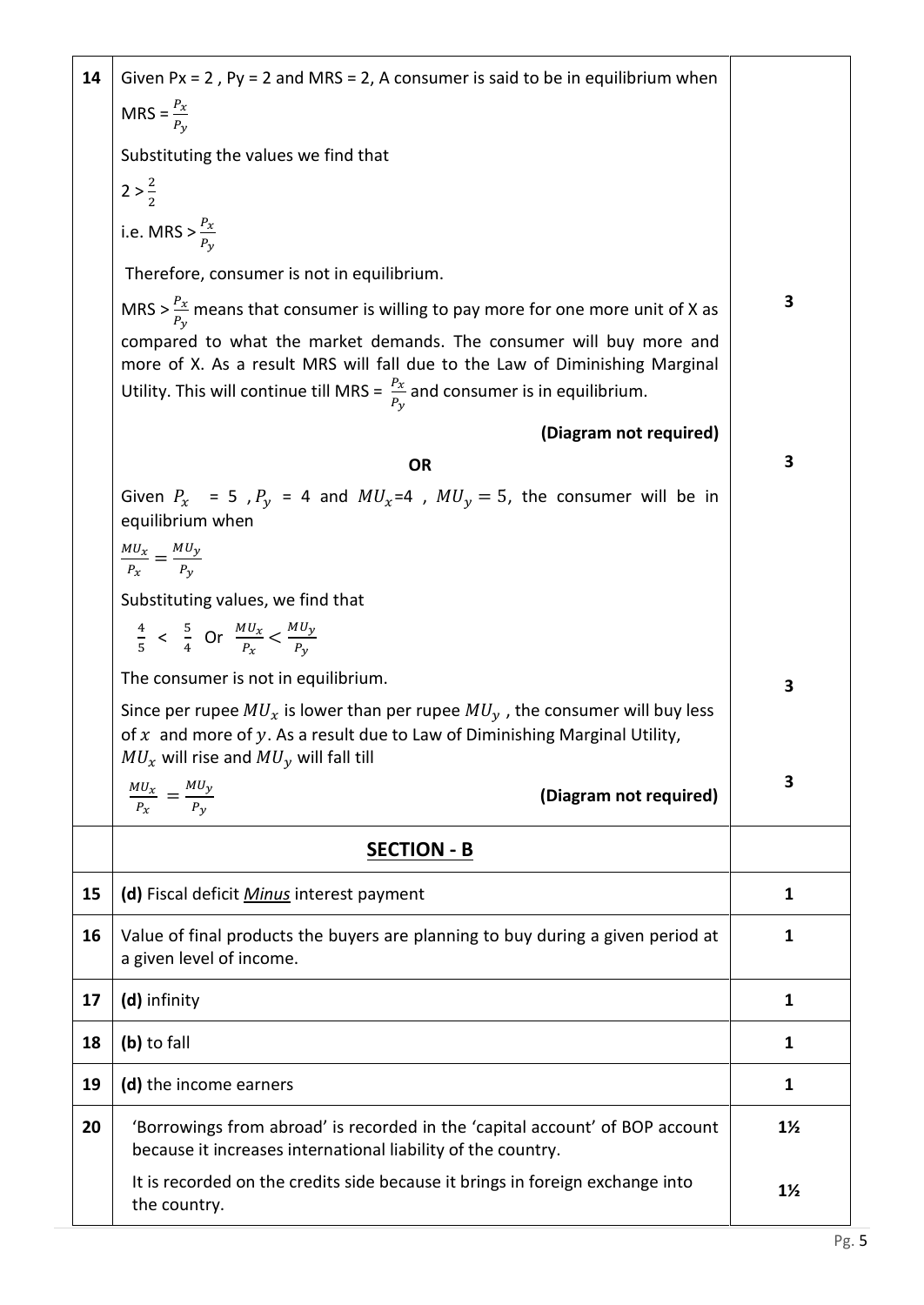| | | |
|---|---|---|
| 14 | Given Px = 2 , Py = 2 and MRS = 2, A consumer is said to be in equilibrium when MRS = $\frac{P_x}{P_y}$<br><br>Substituting the values we find that<br><br>$2 > \frac{2}{2}$<br><br>i.e. MRS > $\frac{P_x}{P_y}$<br><br>Therefore, consumer is not in equilibrium.<br><br>MRS > $\frac{P_x}{P_y}$ means that consumer is willing to pay more for one more unit of X as compared to what the market demands. The consumer will buy more and more of X. As a result MRS will fall due to the Law of Diminishing Marginal Utility. This will continue till MRS = $\frac{P_x}{P_y}$ and consumer is in equilibrium.<br><br>**(Diagram not required)** | 3<br><br>3 |
| | **OR** | |
| | Given $P_x$ = 5 , $P_y$ = 4 and $MU_x$=4 , $MU_y = 5$, the consumer will be in equilibrium when<br><br>$\frac{MU_x}{P_x} = \frac{MU_y}{P_y}$<br><br>Substituting values, we find that<br><br>$\frac{4}{5}$ < $\frac{5}{4}$ Or $\frac{MU_x}{P_x} < \frac{MU_y}{P_y}$<br><br>The consumer is not in equilibrium.<br><br>Since per rupee $MU_x$ is lower than per rupee $MU_y$ , the consumer will buy less of $x$ and more of $y$. As a result due to Law of Diminishing Marginal Utility, $MU_x$ will rise and $MU_y$ will fall till<br><br>$\frac{MU_x}{P_x} = \frac{MU_y}{P_y}$ **(Diagram not required)** | 3<br><br>3 |
| | **SECTION - B** | |
| 15 | **(d)** Fiscal deficit ***Minus*** interest payment | 1 |
| 16 | Value of final products the buyers are planning to buy during a given period at a given level of income. | 1 |
| 17 | **(d)** infinity | 1 |
| 18 | **(b)** to fall | 1 |
| 19 | **(d)** the income earners | 1 |
| 20 | 'Borrowings from abroad' is recorded in the 'capital account' of BOP account because it increases international liability of the country.<br><br>It is recorded on the credits side because it brings in foreign exchange into the country. | 1½<br><br>1½ |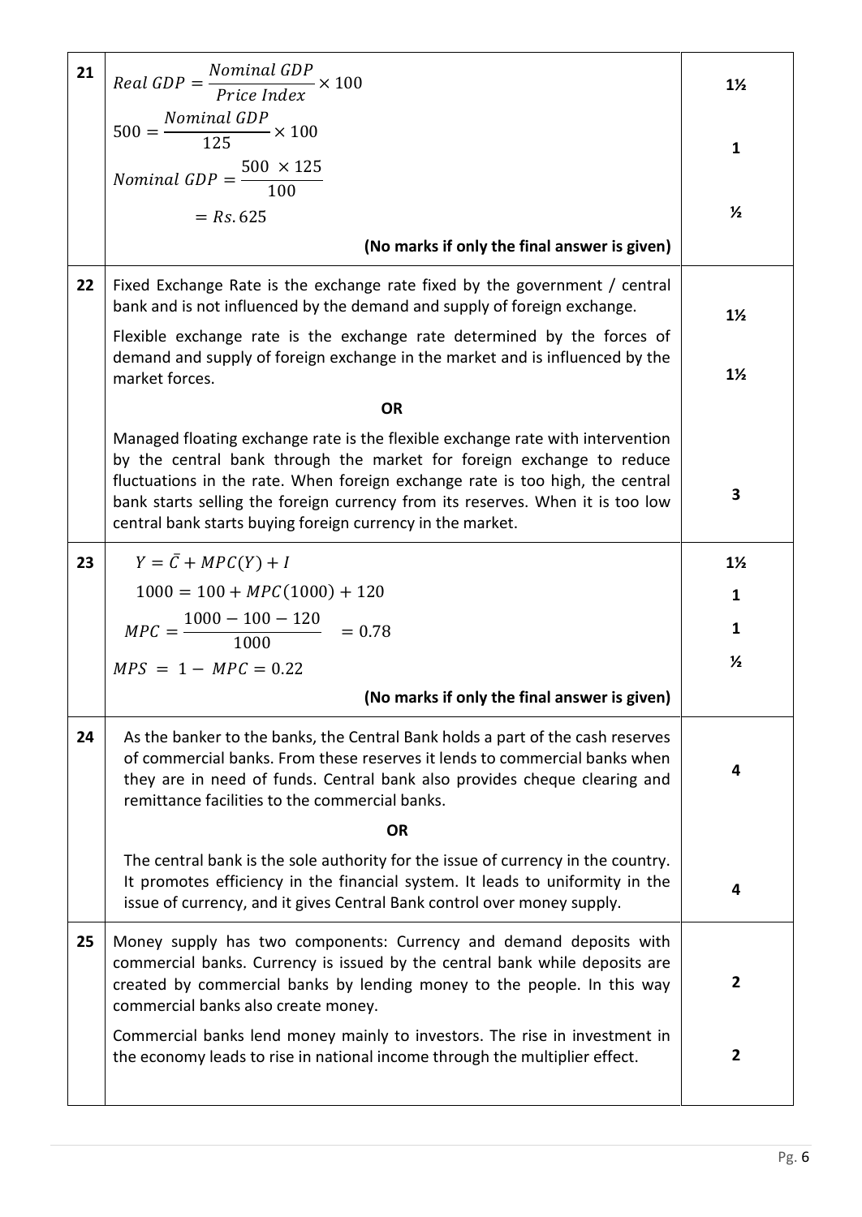| | | |
|---|---|---|
| 21 | $Real\ GDP = \frac{Nominal\ GDP}{Price\ Index} \times 100$<br>$500 = \frac{Nominal\ GDP}{125} \times 100$<br>$Nominal\ GDP = \frac{500\ \times 125}{100}$<br>$= Rs. 625$<br>**(No marks if only the final answer is given)** | 1½<br><br>1<br><br>½ |
| 22 | Fixed Exchange Rate is the exchange rate fixed by the government / central bank and is not influenced by the demand and supply of foreign exchange.<br>Flexible exchange rate is the exchange rate determined by the forces of demand and supply of foreign exchange in the market and is influenced by the market forces.<br>**OR**<br>Managed floating exchange rate is the flexible exchange rate with intervention by the central bank through the market for foreign exchange to reduce fluctuations in the rate. When foreign exchange rate is too high, the central bank starts selling the foreign currency from its reserves. When it is too low central bank starts buying foreign currency in the market. | 1½<br><br>1½<br><br><br>3 |
| 23 | $Y = \bar{C} + MPC(Y) + I$<br>$1000 = 100 + MPC(1000) + 120$<br>$MPC = \frac{1000 - 100 - 120}{1000} = 0.78$<br>$MPS = 1 - MPC = 0.22$<br>**(No marks if only the final answer is given)** | 1½<br>1<br>1<br>½ |
| 24 | As the banker to the banks, the Central Bank holds a part of the cash reserves of commercial banks. From these reserves it lends to commercial banks when they are in need of funds. Central bank also provides cheque clearing and remittance facilities to the commercial banks.<br>**OR**<br>The central bank is the sole authority for the issue of currency in the country. It promotes efficiency in the financial system. It leads to uniformity in the issue of currency, and it gives Central Bank control over money supply. | 4<br><br><br>4 |
| 25 | Money supply has two components: Currency and demand deposits with commercial banks. Currency is issued by the central bank while deposits are created by commercial banks by lending money to the people. In this way commercial banks also create money.<br>Commercial banks lend money mainly to investors. The rise in investment in the economy leads to rise in national income through the multiplier effect. | 2<br><br>2 |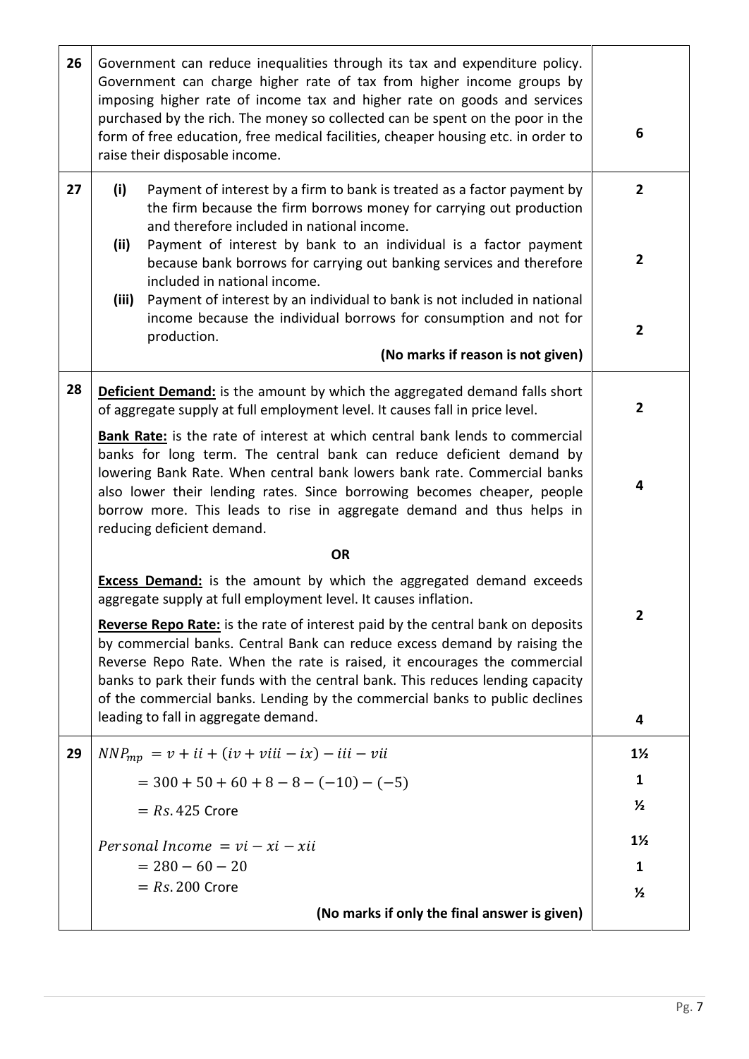| | | |
|---|---|---|
| 26 | Government can reduce inequalities through its tax and expenditure policy. Government can charge higher rate of tax from higher income groups by imposing higher rate of income tax and higher rate on goods and services purchased by the rich. The money so collected can be spent on the poor in the form of free education, free medical facilities, cheaper housing etc. in order to raise their disposable income. | 6 |
| 27 | **(i)** Payment of interest by a firm to bank is treated as a factor payment by the firm because the firm borrows money for carrying out production and therefore included in national income. | 2 |
| | **(ii)** Payment of interest by bank to an individual is a factor payment because bank borrows for carrying out banking services and therefore included in national income. | 2 |
| | **(iii)** Payment of interest by an individual to bank is not included in national income because the individual borrows for consumption and not for production. **(No marks if reason is not given)** | 2 |
| 28 | **Deficient Demand:** is the amount by which the aggregated demand falls short of aggregate supply at full employment level. It causes fall in price level. | 2 |
| | **Bank Rate:** is the rate of interest at which central bank lends to commercial banks for long term. The central bank can reduce deficient demand by lowering Bank Rate. When central bank lowers bank rate. Commercial banks also lower their lending rates. Since borrowing becomes cheaper, people borrow more. This leads to rise in aggregate demand and thus helps in reducing deficient demand. | 4 |
| | **OR** | |
| | **Excess Demand:** is the amount by which the aggregated demand exceeds aggregate supply at full employment level. It causes inflation. | 2 |
| | **Reverse Repo Rate:** is the rate of interest paid by the central bank on deposits by commercial banks. Central Bank can reduce excess demand by raising the Reverse Repo Rate. When the rate is raised, it encourages the commercial banks to park their funds with the central bank. This reduces lending capacity of the commercial banks. Lending by the commercial banks to public declines leading to fall in aggregate demand. | 4 |
| 29 | $NNP_{mp} = v + ii + (iv + viii - ix) - iii - vii$ | 1½ |
| | $= 300 + 50 + 60 + 8 - 8 - (-10) - (-5)$ | 1 |
| | $= Rs. 425$ Crore | ½ |
| | $Personal\ Income = vi - xi - xii$ | 1½ |
| | $= 280 - 60 - 20$ | 1 |
| | $= Rs. 200$ Crore | ½ |
| | **(No marks if only the final answer is given)** | |